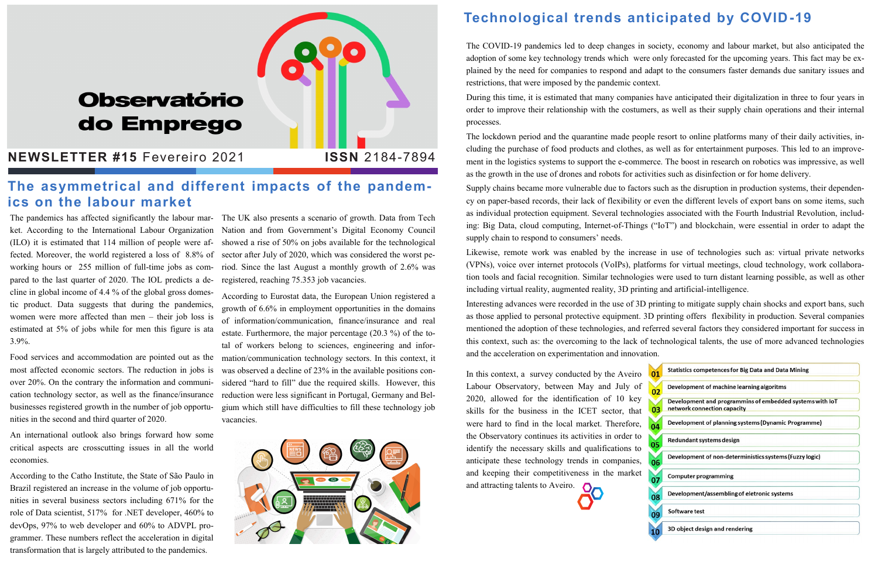# Observatório do Emprego

**NEWSLETTER #15** Fevereiro 2021 **ISSN** 2184-7894

## The asymmetrical and different impacts of the pandemics on the labour market

The pandemics has affected significantly the labour market. According to the International Labour Organization (ILO) it is estimated that 114 million of people were affected. Moreover, the world registered a loss of 8.8% of working hours or 255 million of full-time jobs as compared to the last quarter of 2020. The IOL predicts a decline in global income of 4.4 % of the global gross domestic product. Data suggests that during the pandemics, women were more affected than men – their job loss is estimated at 5% of jobs while for men this figure is ata 3.9%.

Food services and accommodation are pointed out as the most affected economic sectors. The reduction in jobs is over 20%. On the contrary the information and communication technology sector, as well as the finance/insurance businesses registered growth in the number of job opportunities in the second and third quarter of 2020.

An international outlook also brings forward how some critical aspects are crosscutting issues in all the world economies.

According to the Catho Institute, the State of São Paulo in Brazil registered an increase in the volume of job opportunities in several business sectors including 671% for the role of Data scientist, 517% for .NET developer, 460% to devOps, 97% to web developer and 60% to ADVPL programmer. These numbers reflect the acceleration in digital transformation that is largely attributed to the pandemics.

The UK also presents a scenario of growth. Data from Tech Nation and from Government's Digital Economy Council showed a rise of 50% on jobs available for the technological sector after July of 2020, which was considered the worst period. Since the last August a monthly growth of 2.6% was registered, reaching 75.353 job vacancies.

According to Eurostat data, the European Union registered a growth of 6.6% in employment opportunities in the domains of information/communication, finance/insurance and real estate. Furthermore, the major percentage (20.3 %) of the total of workers belong to sciences, engineering and information/communication technology sectors. In this context, it was observed a decline of 23% in the available positions considered "hard to fill" due the required skills. However, this reduction were less significant in Portugal, Germany and Belgium which still have difficulties to fill these technology job vacancies.

## Technological trends anticipated by COVID-19

The COVID-19 pandemics led to deep changes in society, economy and labour market, but also anticipated the adoption of some key technology trends which were only forecasted for the upcoming years. This fact may be explained by the need for companies to respond and adapt to the consumers faster demands due sanitary issues and restrictions, that were imposed by the pandemic context.

During this time, it is estimated that many companies have anticipated their digitalization in three to four years in order to improve their relationship with the costumers, as well as their supply chain operations and their internal processes.

The lockdown period and the quarantine made people resort to online platforms many of their daily activities, including the purchase of food products and clothes, as well as for entertainment purposes. This led to an improvement in the logistics systems to support the e-commerce. The boost in research on robotics was impressive, as well as the growth in the use of drones and robots for activities such as disinfection or for home delivery.

Supply chains became more vulnerable due to factors such as the disruption in production systems, their dependency on paper-based records, their lack of flexibility or even the different levels of export bans on some items, such as individual protection equipment. Several technologies associated with the Fourth Industrial Revolution, including: Big Data, cloud computing, Internet-of-Things ("IoT") and blockchain, were essential in order to adapt the supply chain to respond to consumers' needs.

Likewise, remote work was enabled by the increase in use of technologies such as: virtual private networks (VPNs), voice over internet protocols (VoIPs), platforms for virtual meetings, cloud technology, work collaboration tools and facial recognition. Similar technologies were used to turn distant learning possible, as well as other including virtual reality, augmented reality, 3D printing and artificial-intelligence.

Interesting advances were recorded in the use of 3D printing to mitigate supply chain shocks and export bans, such as those applied to personal protective equipment. 3D printing offers flexibility in production. Several companies mentioned the adoption of these technologies, and referred several factors they considered important for success in this context, such as: the overcoming to the lack of technological talents, the use of more advanced technologies and the acceleration on experimentation and innovation.

In this context, a survey conducted by the Aveiro Labour Observatory, between May and July of 2020, allowed for the identification of 10 key skills for the business in the ICET sector, that were hard to find in the local market. Therefore, the Observatory continues its activities in order to identify the necessary skills and qualifications to anticipate these technology trends in companies, and keeping their competitiveness in the market and attracting talents to Aveiro.

01. Statistics competences for Big Data and Data Mining
02. Development of machine learning algoritms
03. Development and programmins of embedded systems with IoT network connection capacity
04. Development of planning systems (Dynamic Programme)
05. Redundant systems design
06. Development of non-deterministics systems (Fuzzy logic)
07. Computer programming
08. Development/assembling of eletronic systems
09. Software test
10. 3D object design and rendering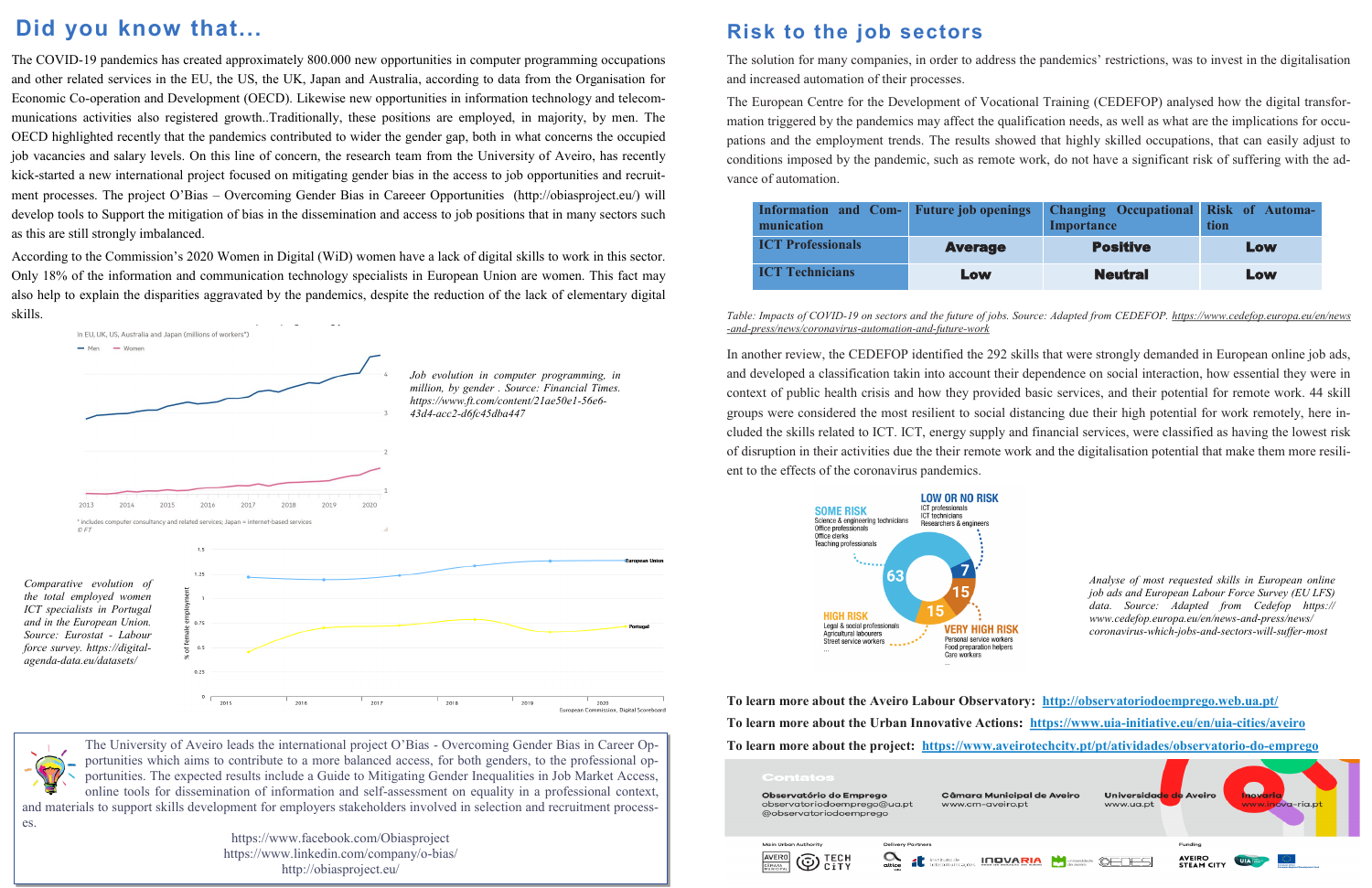## Did you know that...

The COVID-19 pandemics has created approximately 800.000 new opportunities in computer programming occupations and other related services in the EU, the US, the UK, Japan and Australia, according to data from the Organisation for Economic Co-operation and Development (OECD). Likewise new opportunities in information technology and telecommunications activities also registered growth..Traditionally, these positions are employed, in majority, by men. The OECD highlighted recently that the pandemics contributed to wider the gender gap, both in what concerns the occupied job vacancies and salary levels. On this line of concern, the research team from the University of Aveiro, has recently kick-started a new international project focused on mitigating gender bias in the access to job opportunities and recruitment processes. The project O'Bias – Overcoming Gender Bias in Careeer Opportunities (http://obiasproject.eu/) will develop tools to Support the mitigation of bias in the dissemination and access to job positions that in many sectors such as this are still strongly imbalanced.

According to the Commission's 2020 Women in Digital (WiD) women have a lack of digital skills to work in this sector. Only 18% of the information and communication technology specialists in European Union are women. This fact may also help to explain the disparities aggravated by the pandemics, despite the reduction of the lack of elementary digital skills.

in EU, UK, US, Australia and Japan (millions of workers*)

Men — Women

4
3
2
1

2013 2014 2015 2016 2017 2018 2019 2020

* includes computer consultancy and related services; Japan = internet-based services
© FT

*Job evolution in computer programming, in million, by gender . Source: Financial Times. https://www.ft.com/content/21ae50e1-56e6-43d4-acc2-d6fc45dba447*

1.5
1.25
1
0.75
0.5
0.25
0

% of female employment

European Union
Portugal

2015 2016 2017 2018 2019 2020

European Commission, Digital Scoreboard

*Comparative evolution of the total employed women ICT specialists in Portugal and in the European Union. Source: Eurostat - Labour force survey. https://digital-agenda-data.eu/datasets/*

The University of Aveiro leads the international project O'Bias - Overcoming Gender Bias in Career Opportunities which aims to contribute to a more balanced access, for both genders, to the professional opportunities. The expected results include a Guide to Mitigating Gender Inequalities in Job Market Access, online tools for dissemination of information and self-assessment on equality in a professional context, and materials to support skills development for employers stakeholders involved in selection and recruitment processes.

https://www.facebook.com/Obiasproject
https://www.linkedin.com/company/o-bias/
http://obiasproject.eu/

## Risk to the job sectors

The solution for many companies, in order to address the pandemics' restrictions, was to invest in the digitalisation and increased automation of their processes.

The European Centre for the Development of Vocational Training (CEDEFOP) analysed how the digital transformation triggered by the pandemics may affect the qualification needs, as well as what are the implications for occupations and the employment trends. The results showed that highly skilled occupations, that can easily adjust to conditions imposed by the pandemic, such as remote work, do not have a significant risk of suffering with the advance of automation.

| Information and Communication | Future job openings | Changing Occupational Importance | Risk of Automation |
|---|---|---|---|
| ICT Professionals | Average | Positive | Low |
| ICT Technicians | Low | Neutral | Low |

*Table: Impacts of COVID-19 on sectors and the future of jobs. Source: Adapted from CEDEFOP. https://www.cedefop.europa.eu/en/news-and-press/news/coronavirus-automation-and-future-work*

In another review, the CEDEFOP identified the 292 skills that were strongly demanded in European online job ads, and developed a classification takin into account their dependence on social interaction, how essential they were in context of public health crisis and how they provided basic services, and their potential for remote work. 44 skill groups were considered the most resilient to social distancing due their high potential for work remotely, here included the skills related to ICT. ICT, energy supply and financial services, were classified as having the lowest risk of disruption in their activities due the their remote work and the digitalisation potential that make them more resilient to the effects of the coronavirus pandemics.

LOW OR NO RISK
ICT professionals
ICT technicians
Researchers & engineers

SOME RISK
Science & engineering technicians
Office professionals
Office clerks
Teaching professionals

HIGH RISK
Legal & social professionals
Agricultural labourers
Street service workers
...

VERY HIGH RISK
Personal service workers
Food preparation helpers
Care workers
...

63
7
15
15

*Analyse of most requested skills in European online job ads and European Labour Force Survey (EU LFS) data. Source: Adapted from Cedefop https://www.cedefop.europa.eu/en/news-and-press/news/coronavirus-which-jobs-and-sectors-will-suffer-most*

**To learn more about the Aveiro Labour Observatory:** http://observatoriodoemprego.web.ua.pt/

**To learn more about the Urban Innovative Actions:** https://www.uia-initiative.eu/en/uia-cities/aveiro

**To learn more about the project:** https://www.aveirotechcity.pt/pt/atividades/observatorio-do-emprego

Contatos

**Observatório do Emprego**
observatoriodoemprego@ua.pt
@observatoriodoemprego

**Câmara Municipal de Aveiro**
www.cm-aveiro.pt

**Universidade de Aveiro**
www.ua.pt

**Inovaria**
www.inova-ria.pt

Main Urban Authority — Delivery Partners — Funding